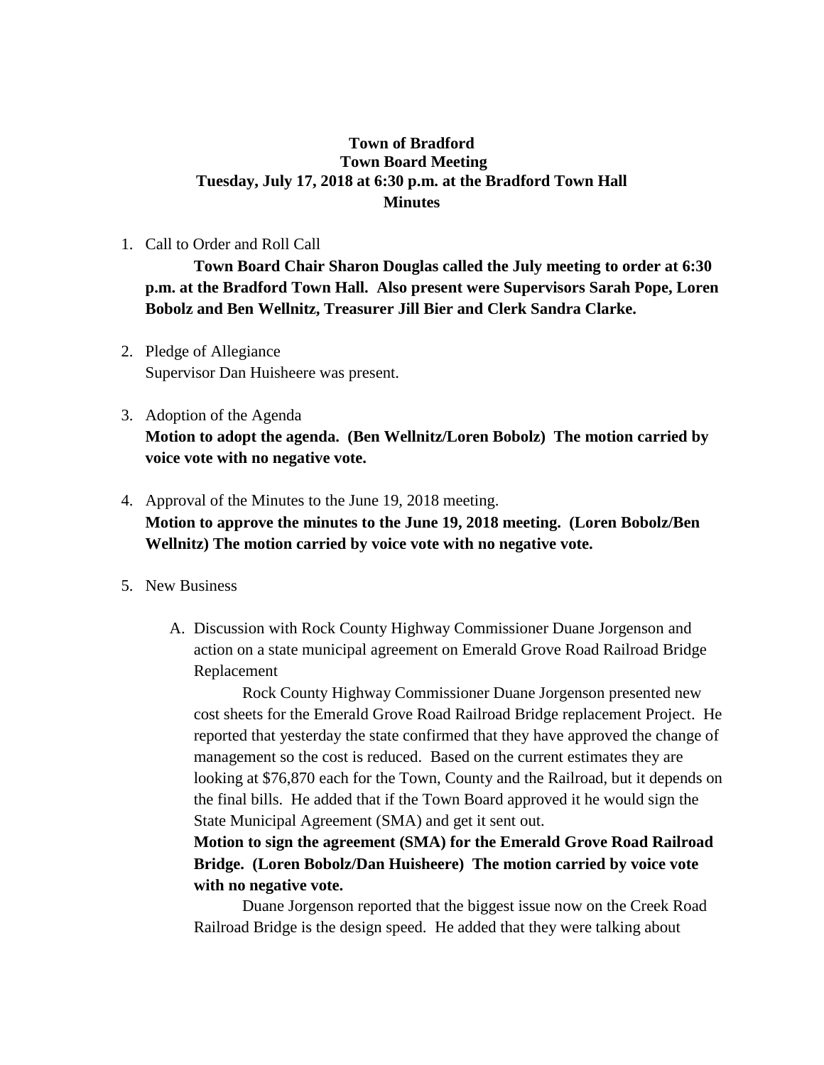**Town of Bradford**
**Town Board Meeting**
**Tuesday, July 17, 2018 at 6:30 p.m. at the Bradford Town Hall**
**Minutes**

1. Call to Order and Roll Call

   **Town Board Chair Sharon Douglas called the July meeting to order at 6:30 p.m. at the Bradford Town Hall. Also present were Supervisors Sarah Pope, Loren Bobolz and Ben Wellnitz, Treasurer Jill Bier and Clerk Sandra Clarke.**

2. Pledge of Allegiance
   Supervisor Dan Huisheere was present.

3. Adoption of the Agenda
   **Motion to adopt the agenda. (Ben Wellnitz/Loren Bobolz) The motion carried by voice vote with no negative vote.**

4. Approval of the Minutes to the June 19, 2018 meeting.
   **Motion to approve the minutes to the June 19, 2018 meeting. (Loren Bobolz/Ben Wellnitz) The motion carried by voice vote with no negative vote.**

5. New Business

   A. Discussion with Rock County Highway Commissioner Duane Jorgenson and action on a state municipal agreement on Emerald Grove Road Railroad Bridge Replacement

      Rock County Highway Commissioner Duane Jorgenson presented new cost sheets for the Emerald Grove Road Railroad Bridge replacement Project. He reported that yesterday the state confirmed that they have approved the change of management so the cost is reduced. Based on the current estimates they are looking at $76,870 each for the Town, County and the Railroad, but it depends on the final bills. He added that if the Town Board approved it he would sign the State Municipal Agreement (SMA) and get it sent out.

      **Motion to sign the agreement (SMA) for the Emerald Grove Road Railroad Bridge. (Loren Bobolz/Dan Huisheere) The motion carried by voice vote with no negative vote.**

      Duane Jorgenson reported that the biggest issue now on the Creek Road Railroad Bridge is the design speed. He added that they were talking about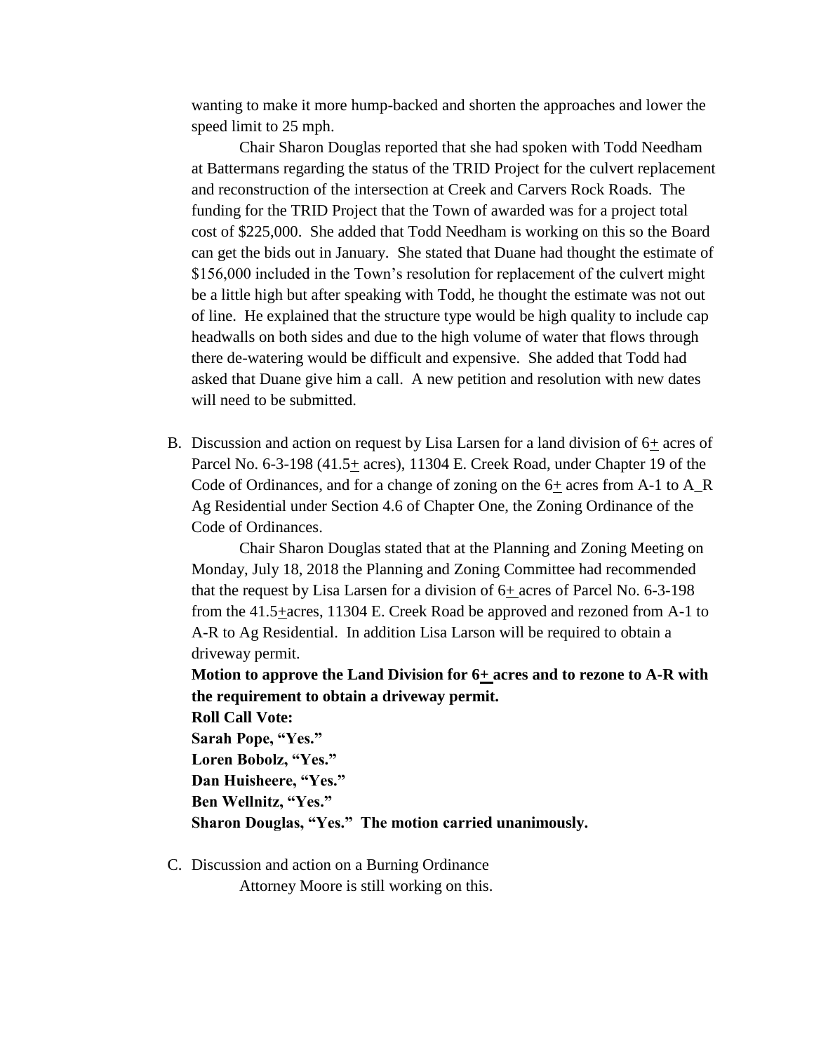wanting to make it more hump-backed and shorten the approaches and lower the speed limit to 25 mph.

Chair Sharon Douglas reported that she had spoken with Todd Needham at Battermans regarding the status of the TRID Project for the culvert replacement and reconstruction of the intersection at Creek and Carvers Rock Roads. The funding for the TRID Project that the Town of awarded was for a project total cost of $225,000. She added that Todd Needham is working on this so the Board can get the bids out in January. She stated that Duane had thought the estimate of $156,000 included in the Town's resolution for replacement of the culvert might be a little high but after speaking with Todd, he thought the estimate was not out of line. He explained that the structure type would be high quality to include cap headwalls on both sides and due to the high volume of water that flows through there de-watering would be difficult and expensive. She added that Todd had asked that Duane give him a call. A new petition and resolution with new dates will need to be submitted.

B. Discussion and action on request by Lisa Larsen for a land division of 6± acres of Parcel No. 6-3-198 (41.5± acres), 11304 E. Creek Road, under Chapter 19 of the Code of Ordinances, and for a change of zoning on the 6± acres from A-1 to A_R Ag Residential under Section 4.6 of Chapter One, the Zoning Ordinance of the Code of Ordinances.

Chair Sharon Douglas stated that at the Planning and Zoning Meeting on Monday, July 18, 2018 the Planning and Zoning Committee had recommended that the request by Lisa Larsen for a division of 6± acres of Parcel No. 6-3-198 from the 41.5±acres, 11304 E. Creek Road be approved and rezoned from A-1 to A-R to Ag Residential. In addition Lisa Larson will be required to obtain a driveway permit.

**Motion to approve the Land Division for 6± acres and to rezone to A-R with the requirement to obtain a driveway permit.**
**Roll Call Vote:**
**Sarah Pope, "Yes."**
**Loren Bobolz, "Yes."**
**Dan Huisheere, "Yes."**
**Ben Wellnitz, "Yes."**
**Sharon Douglas, "Yes." The motion carried unanimously.**

C. Discussion and action on a Burning Ordinance

Attorney Moore is still working on this.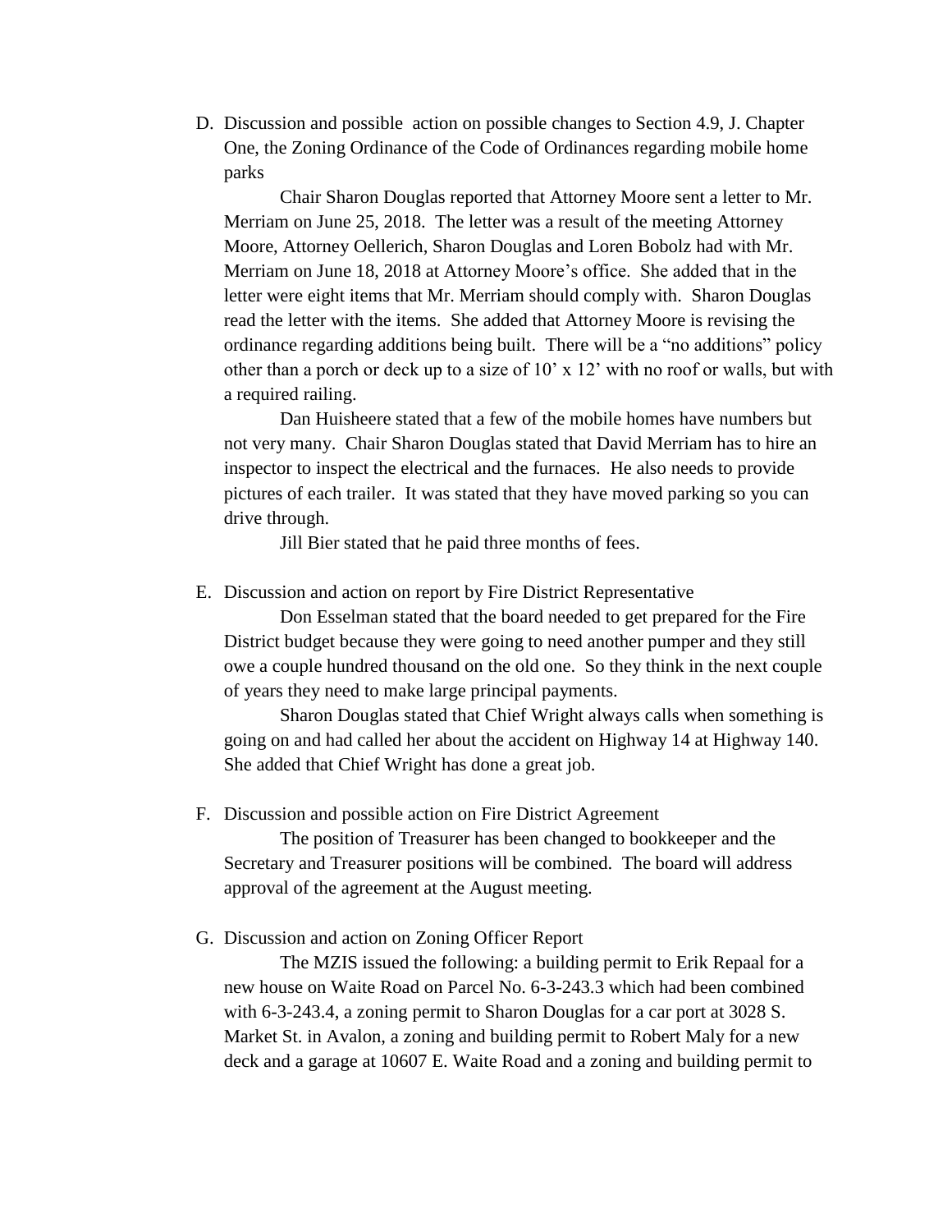D. Discussion and possible action on possible changes to Section 4.9, J. Chapter One, the Zoning Ordinance of the Code of Ordinances regarding mobile home parks

Chair Sharon Douglas reported that Attorney Moore sent a letter to Mr. Merriam on June 25, 2018. The letter was a result of the meeting Attorney Moore, Attorney Oellerich, Sharon Douglas and Loren Bobolz had with Mr. Merriam on June 18, 2018 at Attorney Moore's office. She added that in the letter were eight items that Mr. Merriam should comply with. Sharon Douglas read the letter with the items. She added that Attorney Moore is revising the ordinance regarding additions being built. There will be a "no additions" policy other than a porch or deck up to a size of 10' x 12' with no roof or walls, but with a required railing.

Dan Huisheere stated that a few of the mobile homes have numbers but not very many. Chair Sharon Douglas stated that David Merriam has to hire an inspector to inspect the electrical and the furnaces. He also needs to provide pictures of each trailer. It was stated that they have moved parking so you can drive through.

Jill Bier stated that he paid three months of fees.

E. Discussion and action on report by Fire District Representative

Don Esselman stated that the board needed to get prepared for the Fire District budget because they were going to need another pumper and they still owe a couple hundred thousand on the old one. So they think in the next couple of years they need to make large principal payments.

Sharon Douglas stated that Chief Wright always calls when something is going on and had called her about the accident on Highway 14 at Highway 140. She added that Chief Wright has done a great job.

F. Discussion and possible action on Fire District Agreement

The position of Treasurer has been changed to bookkeeper and the Secretary and Treasurer positions will be combined. The board will address approval of the agreement at the August meeting.

G. Discussion and action on Zoning Officer Report

The MZIS issued the following: a building permit to Erik Repaal for a new house on Waite Road on Parcel No. 6-3-243.3 which had been combined with 6-3-243.4, a zoning permit to Sharon Douglas for a car port at 3028 S. Market St. in Avalon, a zoning and building permit to Robert Maly for a new deck and a garage at 10607 E. Waite Road and a zoning and building permit to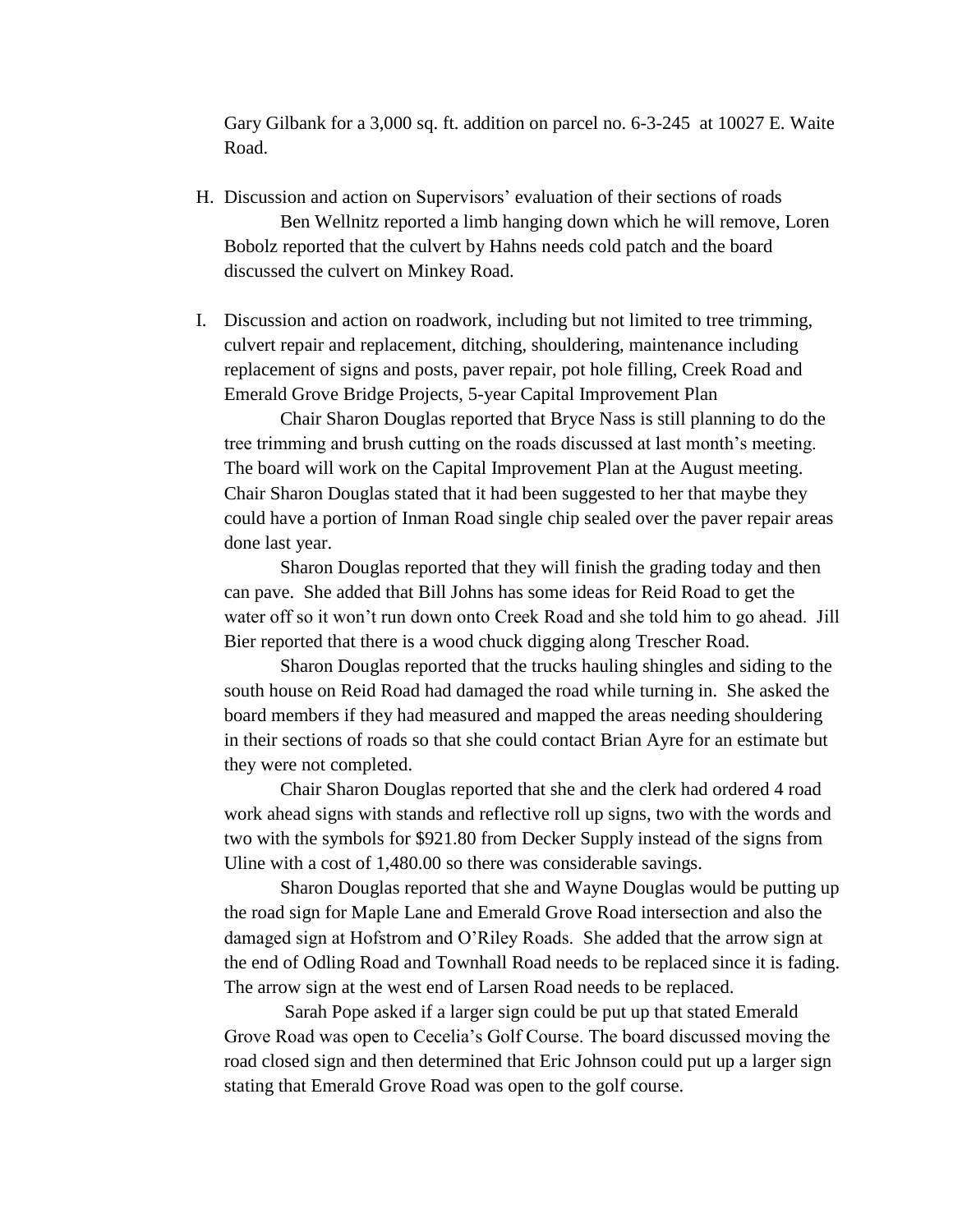Gary Gilbank for a 3,000 sq. ft. addition on parcel no. 6-3-245 at 10027 E. Waite Road.

H. Discussion and action on Supervisors' evaluation of their sections of roads

Ben Wellnitz reported a limb hanging down which he will remove, Loren Bobolz reported that the culvert by Hahns needs cold patch and the board discussed the culvert on Minkey Road.

I. Discussion and action on roadwork, including but not limited to tree trimming, culvert repair and replacement, ditching, shouldering, maintenance including replacement of signs and posts, paver repair, pot hole filling, Creek Road and Emerald Grove Bridge Projects, 5-year Capital Improvement Plan

Chair Sharon Douglas reported that Bryce Nass is still planning to do the tree trimming and brush cutting on the roads discussed at last month's meeting. The board will work on the Capital Improvement Plan at the August meeting. Chair Sharon Douglas stated that it had been suggested to her that maybe they could have a portion of Inman Road single chip sealed over the paver repair areas done last year.

Sharon Douglas reported that they will finish the grading today and then can pave. She added that Bill Johns has some ideas for Reid Road to get the water off so it won't run down onto Creek Road and she told him to go ahead. Jill Bier reported that there is a wood chuck digging along Trescher Road.

Sharon Douglas reported that the trucks hauling shingles and siding to the south house on Reid Road had damaged the road while turning in. She asked the board members if they had measured and mapped the areas needing shouldering in their sections of roads so that she could contact Brian Ayre for an estimate but they were not completed.

Chair Sharon Douglas reported that she and the clerk had ordered 4 road work ahead signs with stands and reflective roll up signs, two with the words and two with the symbols for $921.80 from Decker Supply instead of the signs from Uline with a cost of 1,480.00 so there was considerable savings.

Sharon Douglas reported that she and Wayne Douglas would be putting up the road sign for Maple Lane and Emerald Grove Road intersection and also the damaged sign at Hofstrom and O'Riley Roads. She added that the arrow sign at the end of Odling Road and Townhall Road needs to be replaced since it is fading. The arrow sign at the west end of Larsen Road needs to be replaced.

Sarah Pope asked if a larger sign could be put up that stated Emerald Grove Road was open to Cecelia's Golf Course. The board discussed moving the road closed sign and then determined that Eric Johnson could put up a larger sign stating that Emerald Grove Road was open to the golf course.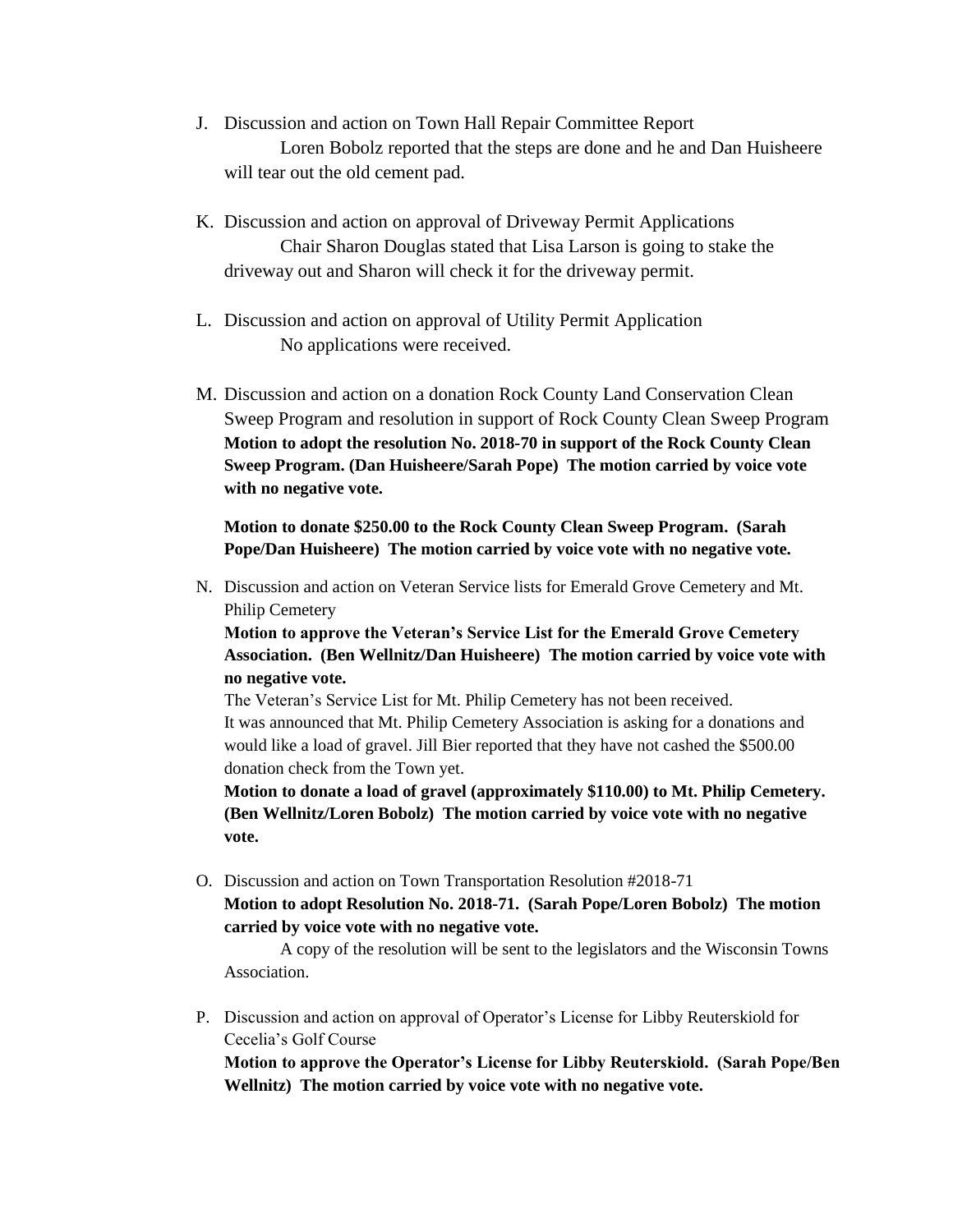J. Discussion and action on Town Hall Repair Committee Report

   Loren Bobolz reported that the steps are done and he and Dan Huisheere will tear out the old cement pad.

K. Discussion and action on approval of Driveway Permit Applications

   Chair Sharon Douglas stated that Lisa Larson is going to stake the driveway out and Sharon will check it for the driveway permit.

L. Discussion and action on approval of Utility Permit Application

   No applications were received.

M. Discussion and action on a donation Rock County Land Conservation Clean Sweep Program and resolution in support of Rock County Clean Sweep Program

   **Motion to adopt the resolution No. 2018-70 in support of the Rock County Clean Sweep Program. (Dan Huisheere/Sarah Pope) The motion carried by voice vote with no negative vote.**

   **Motion to donate $250.00 to the Rock County Clean Sweep Program. (Sarah Pope/Dan Huisheere) The motion carried by voice vote with no negative vote.**

N. Discussion and action on Veteran Service lists for Emerald Grove Cemetery and Mt. Philip Cemetery

   **Motion to approve the Veteran's Service List for the Emerald Grove Cemetery Association. (Ben Wellnitz/Dan Huisheere) The motion carried by voice vote with no negative vote.**

   The Veteran's Service List for Mt. Philip Cemetery has not been received.
   It was announced that Mt. Philip Cemetery Association is asking for a donations and would like a load of gravel. Jill Bier reported that they have not cashed the $500.00 donation check from the Town yet.

   **Motion to donate a load of gravel (approximately $110.00) to Mt. Philip Cemetery. (Ben Wellnitz/Loren Bobolz) The motion carried by voice vote with no negative vote.**

O. Discussion and action on Town Transportation Resolution #2018-71

   **Motion to adopt Resolution No. 2018-71. (Sarah Pope/Loren Bobolz) The motion carried by voice vote with no negative vote.**

   A copy of the resolution will be sent to the legislators and the Wisconsin Towns Association.

P. Discussion and action on approval of Operator's License for Libby Reuterskiold for Cecelia's Golf Course

   **Motion to approve the Operator's License for Libby Reuterskiold. (Sarah Pope/Ben Wellnitz) The motion carried by voice vote with no negative vote.**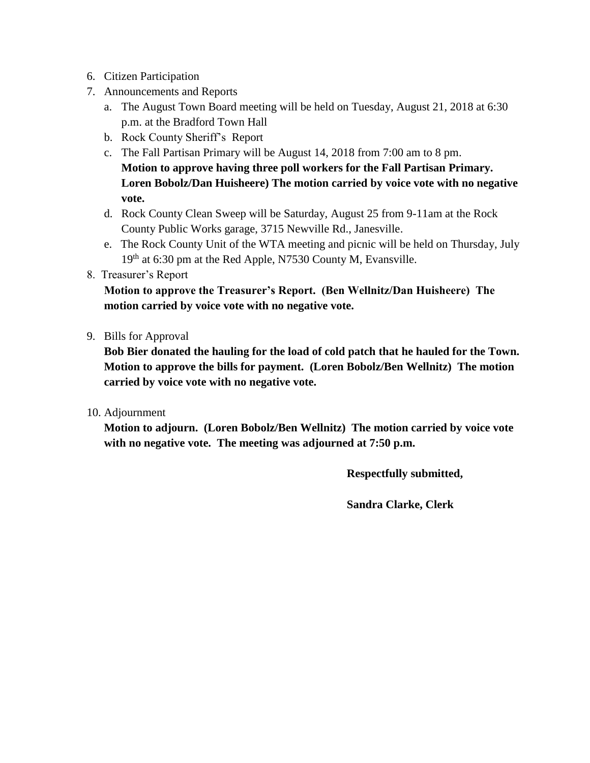6. Citizen Participation
7. Announcements and Reports
   a. The August Town Board meeting will be held on Tuesday, August 21, 2018 at 6:30 p.m. at the Bradford Town Hall
   b. Rock County Sheriff's Report
   c. The Fall Partisan Primary will be August 14, 2018 from 7:00 am to 8 pm.
      **Motion to approve having three poll workers for the Fall Partisan Primary. Loren Bobolz/Dan Huisheere) The motion carried by voice vote with no negative vote.**
   d. Rock County Clean Sweep will be Saturday, August 25 from 9-11am at the Rock County Public Works garage, 3715 Newville Rd., Janesville.
   e. The Rock County Unit of the WTA meeting and picnic will be held on Thursday, July 19th at 6:30 pm at the Red Apple, N7530 County M, Evansville.
8. Treasurer's Report

   **Motion to approve the Treasurer's Report. (Ben Wellnitz/Dan Huisheere) The motion carried by voice vote with no negative vote.**

9. Bills for Approval

   **Bob Bier donated the hauling for the load of cold patch that he hauled for the Town. Motion to approve the bills for payment. (Loren Bobolz/Ben Wellnitz) The motion carried by voice vote with no negative vote.**

10. Adjournment

    **Motion to adjourn. (Loren Bobolz/Ben Wellnitz) The motion carried by voice vote with no negative vote. The meeting was adjourned at 7:50 p.m.**

**Respectfully submitted,**

**Sandra Clarke, Clerk**